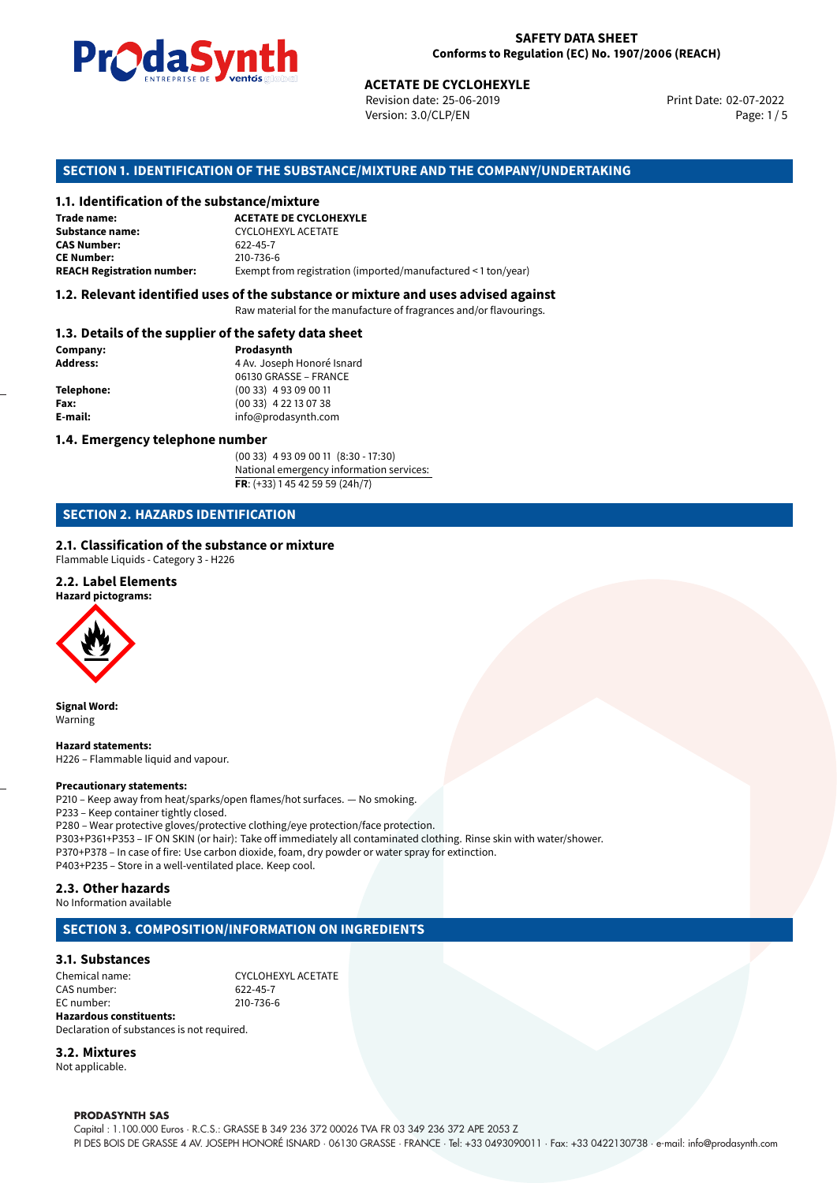# SAFETY DATA SHEET
Conforms to Regulation (EC) No. 1907/2006 (REACH)

**ACETATE DE CYCLOHEXYLE**
Revision date: 25-06-2019
Version: 3.0/CLP/EN
Print Date: 02-07-2022

## SECTION 1. IDENTIFICATION OF THE SUBSTANCE/MIXTURE AND THE COMPANY/UNDERTAKING

### 1.1. Identification of the substance/mixture

**Trade name:** **ACETATE DE CYCLOHEXYLE**
**Substance name:** CYCLOHEXYL ACETATE
**CAS Number:** 622-45-7
**CE Number:** 210-736-6
**REACH Registration number:** Exempt from registration (imported/manufactured < 1 ton/year)

### 1.2. Relevant identified uses of the substance or mixture and uses advised against

Raw material for the manufacture of fragrances and/or flavourings.

### 1.3. Details of the supplier of the safety data sheet

**Company:** **Prodasynth**
**Address:** 4 Av. Joseph Honoré Isnard
06130 GRASSE – FRANCE
**Telephone:** (00 33) 4 93 09 00 11
**Fax:** (00 33) 4 22 13 07 38
**E-mail:** info@prodasynth.com

### 1.4. Emergency telephone number

(00 33) 4 93 09 00 11 (8:30 - 17:30)
National emergency information services:
**FR**: (+33) 1 45 42 59 59 (24h/7)

## SECTION 2. HAZARDS IDENTIFICATION

### 2.1. Classification of the substance or mixture

Flammable Liquids - Category 3 - H226

### 2.2. Label Elements

**Hazard pictograms:**

**Signal Word:**
Warning

**Hazard statements:**
H226 – Flammable liquid and vapour.

**Precautionary statements:**
P210 – Keep away from heat/sparks/open flames/hot surfaces. — No smoking.
P233 – Keep container tightly closed.
P280 – Wear protective gloves/protective clothing/eye protection/face protection.
P303+P361+P353 – IF ON SKIN (or hair): Take off immediately all contaminated clothing. Rinse skin with water/shower.
P370+P378 – In case of fire: Use carbon dioxide, foam, dry powder or water spray for extinction.
P403+P235 – Store in a well-ventilated place. Keep cool.

### 2.3. Other hazards

No Information available

## SECTION 3. COMPOSITION/INFORMATION ON INGREDIENTS

### 3.1. Substances

Chemical name: CYCLOHEXYL ACETATE
CAS number: 622-45-7
EC number: 210-736-6
**Hazardous constituents:**
Declaration of substances is not required.

### 3.2. Mixtures

Not applicable.

**PRODASYNTH SAS**
Capital : 1.100.000 Euros · R.C.S.: GRASSE B 349 236 372 00026 TVA FR 03 349 236 372 APE 2053 Z
PI DES BOIS DE GRASSE 4 AV. JOSEPH HONORÉ ISNARD · 06130 GRASSE · FRANCE · Tel: +33 0493090011 · Fax: +33 0422130738 · e-mail: info@prodasynth.com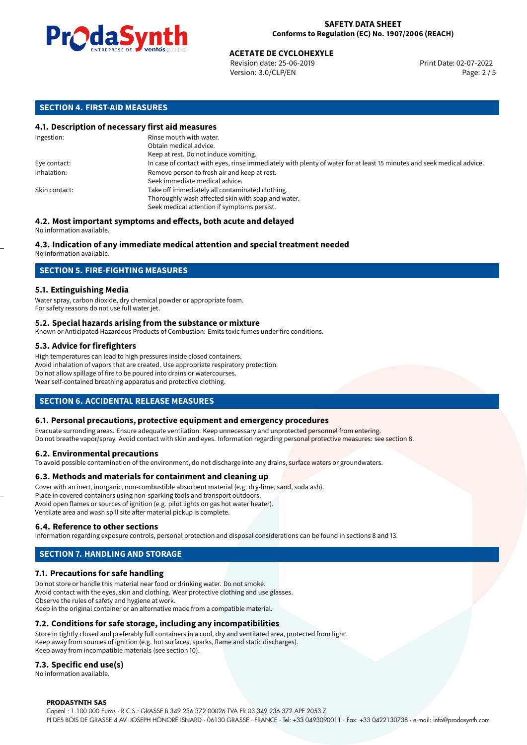## SECTION 4. FIRST-AID MEASURES

### 4.1. Description of necessary first aid measures

| | |
|---|---|
| Ingestion: | Rinse mouth with water.<br>Obtain medical advice.<br>Keep at rest. Do not induce vomiting. |
| Eye contact: | In case of contact with eyes, rinse immediately with plenty of water for at least 15 minutes and seek medical advice. |
| Inhalation: | Remove person to fresh air and keep at rest.<br>Seek immediate medical advice. |
| Skin contact: | Take off immediately all contaminated clothing.<br>Thoroughly wash affected skin with soap and water.<br>Seek medical attention if symptoms persist. |

### 4.2. Most important symptoms and effects, both acute and delayed

No information available.

### 4.3. Indication of any immediate medical attention and special treatment needed

No information available.

## SECTION 5. FIRE-FIGHTING MEASURES

### 5.1. Extinguishing Media

Water spray, carbon dioxide, dry chemical powder or appropriate foam.
For safety reasons do not use full water jet.

### 5.2. Special hazards arising from the substance or mixture

Known or Anticipated Hazardous Products of Combustion: Emits toxic fumes under fire conditions.

### 5.3. Advice for firefighters

High temperatures can lead to high pressures inside closed containers.
Avoid inhalation of vapors that are created. Use appropriate respiratory protection.
Do not allow spillage of fire to be poured into drains or watercourses.
Wear self-contained breathing apparatus and protective clothing.

## SECTION 6. ACCIDENTAL RELEASE MEASURES

### 6.1. Personal precautions, protective equipment and emergency procedures

Evacuate surronding areas. Ensure adequate ventilation. Keep unnecessary and unprotected personnel from entering.
Do not breathe vapor/spray. Avoid contact with skin and eyes. Information regarding personal protective measures: see section 8.

### 6.2. Environmental precautions

To avoid possible contamination of the environment, do not discharge into any drains, surface waters or groundwaters.

### 6.3. Methods and materials for containment and cleaning up

Cover with an inert, inorganic, non-combustible absorbent material (e.g. dry-lime, sand, soda ash).
Place in covered containers using non-sparking tools and transport outdoors.
Avoid open flames or sources of ignition (e.g. pilot lights on gas hot water heater).
Ventilate area and wash spill site after material pickup is complete.

### 6.4. Reference to other sections

Information regarding exposure controls, personal protection and disposal considerations can be found in sections 8 and 13.

## SECTION 7. HANDLING AND STORAGE

### 7.1. Precautions for safe handling

Do not store or handle this material near food or drinking water. Do not smoke.
Avoid contact with the eyes, skin and clothing. Wear protective clothing and use glasses.
Observe the rules of safety and hygiene at work.
Keep in the original container or an alternative made from a compatible material.

### 7.2. Conditions for safe storage, including any incompatibilities

Store in tightly closed and preferably full containers in a cool, dry and ventilated area, protected from light.
Keep away from sources of ignition (e.g. hot surfaces, sparks, flame and static discharges).
Keep away from incompatible materials (see section 10).

### 7.3. Specific end use(s)

No information available.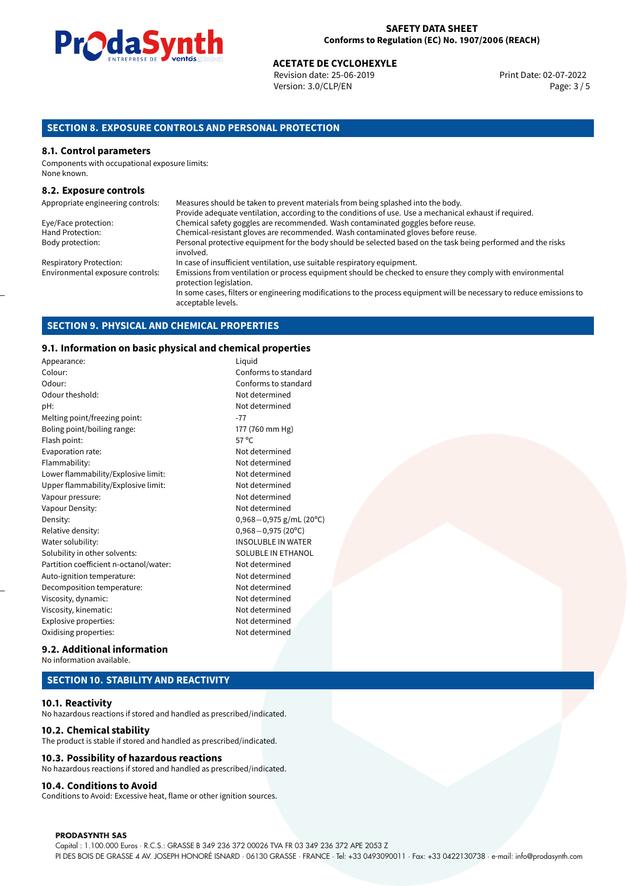## SECTION 8. EXPOSURE CONTROLS AND PERSONAL PROTECTION

### 8.1. Control parameters

Components with occupational exposure limits:
None known.

### 8.2. Exposure controls

| | |
|---|---|
| Appropriate engineering controls: | Measures should be taken to prevent materials from being splashed into the body. Provide adequate ventilation, according to the conditions of use. Use a mechanical exhaust if required. |
| Eye/Face protection: | Chemical safety goggles are recommended. Wash contaminated goggles before reuse. |
| Hand Protection: | Chemical-resistant gloves are recommended. Wash contaminated gloves before reuse. |
| Body protection: | Personal protective equipment for the body should be selected based on the task being performed and the risks involved. |
| Respiratory Protection: | In case of insufficient ventilation, use suitable respiratory equipment. |
| Environmental exposure controls: | Emissions from ventilation or process equipment should be checked to ensure they comply with environmental protection legislation. In some cases, filters or engineering modifications to the process equipment will be necessary to reduce emissions to acceptable levels. |

## SECTION 9. PHYSICAL AND CHEMICAL PROPERTIES

### 9.1. Information on basic physical and chemical properties

| | |
|---|---|
| Appearance: | Liquid |
| Colour: | Conforms to standard |
| Odour: | Conforms to standard |
| Odour theshold: | Not determined |
| pH: | Not determined |
| Melting point/freezing point: | -77 |
| Boling point/boiling range: | 177 (760 mm Hg) |
| Flash point: | 57 °C |
| Evaporation rate: | Not determined |
| Flammability: | Not determined |
| Lower flammability/Explosive limit: | Not determined |
| Upper flammability/Explosive limit: | Not determined |
| Vapour pressure: | Not determined |
| Vapour Density: | Not determined |
| Density: | 0,968−0,975 g/mL (20°C) |
| Relative density: | 0,968−0,975 (20°C) |
| Water solubility: | INSOLUBLE IN WATER |
| Solubility in other solvents: | SOLUBLE IN ETHANOL |
| Partition coefficient n-octanol/water: | Not determined |
| Auto-ignition temperature: | Not determined |
| Decomposition temperature: | Not determined |
| Viscosity, dynamic: | Not determined |
| Viscosity, kinematic: | Not determined |
| Explosive properties: | Not determined |
| Oxidising properties: | Not determined |

### 9.2. Additional information

No information available.

## SECTION 10. STABILITY AND REACTIVITY

### 10.1. Reactivity

No hazardous reactions if stored and handled as prescribed/indicated.

### 10.2. Chemical stability

The product is stable if stored and handled as prescribed/indicated.

### 10.3. Possibility of hazardous reactions

No hazardous reactions if stored and handled as prescribed/indicated.

### 10.4. Conditions to Avoid

Conditions to Avoid: Excessive heat, flame or other ignition sources.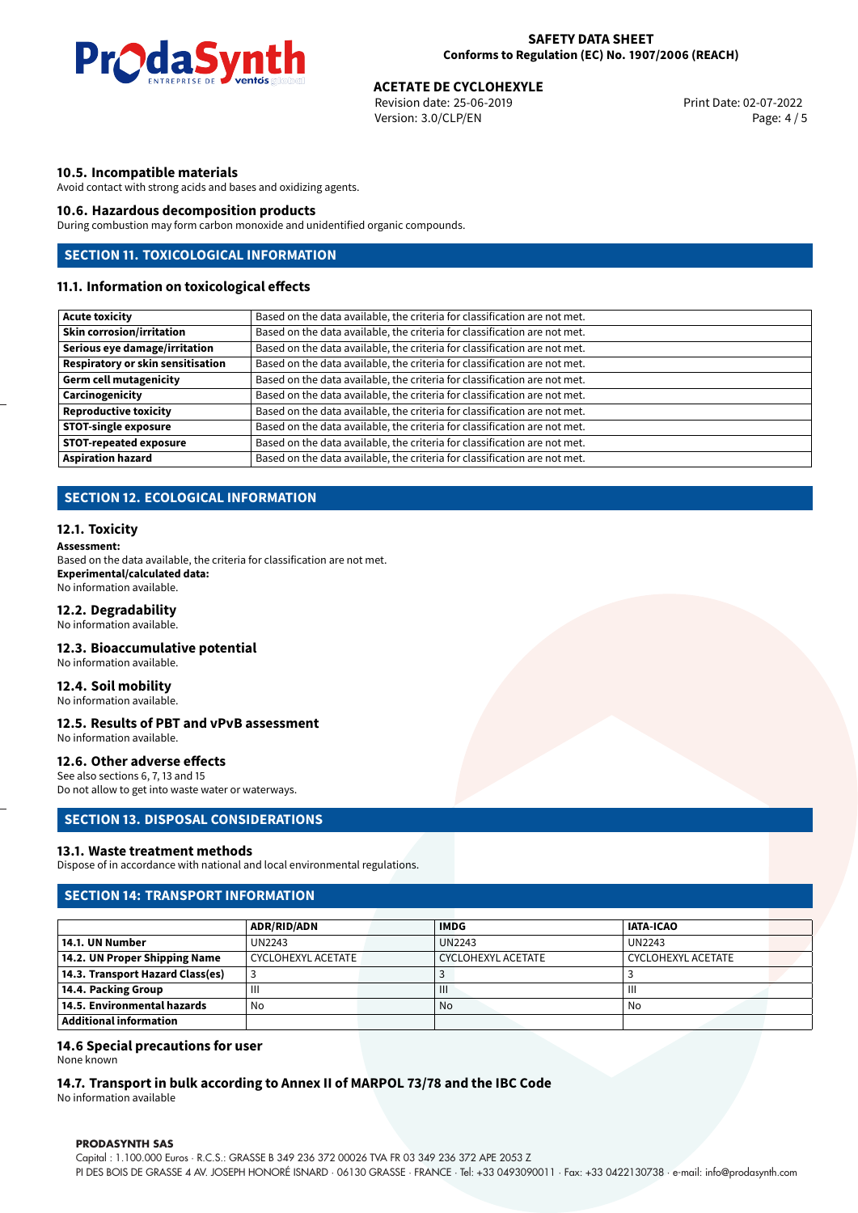### 10.5. Incompatible materials

Avoid contact with strong acids and bases and oxidizing agents.

### 10.6. Hazardous decomposition products

During combustion may form carbon monoxide and unidentified organic compounds.

## SECTION 11. TOXICOLOGICAL INFORMATION

### 11.1. Information on toxicological effects

| | |
|---|---|
| **Acute toxicity** | Based on the data available, the criteria for classification are not met. |
| **Skin corrosion/irritation** | Based on the data available, the criteria for classification are not met. |
| **Serious eye damage/irritation** | Based on the data available, the criteria for classification are not met. |
| **Respiratory or skin sensitisation** | Based on the data available, the criteria for classification are not met. |
| **Germ cell mutagenicity** | Based on the data available, the criteria for classification are not met. |
| **Carcinogenicity** | Based on the data available, the criteria for classification are not met. |
| **Reproductive toxicity** | Based on the data available, the criteria for classification are not met. |
| **STOT-single exposure** | Based on the data available, the criteria for classification are not met. |
| **STOT-repeated exposure** | Based on the data available, the criteria for classification are not met. |
| **Aspiration hazard** | Based on the data available, the criteria for classification are not met. |

## SECTION 12. ECOLOGICAL INFORMATION

### 12.1. Toxicity

**Assessment:**
Based on the data available, the criteria for classification are not met.
**Experimental/calculated data:**
No information available.

### 12.2. Degradability

No information available.

### 12.3. Bioaccumulative potential

No information available.

### 12.4. Soil mobility

No information available.

### 12.5. Results of PBT and vPvB assessment

No information available.

### 12.6. Other adverse effects

See also sections 6, 7, 13 and 15
Do not allow to get into waste water or waterways.

## SECTION 13. DISPOSAL CONSIDERATIONS

### 13.1. Waste treatment methods

Dispose of in accordance with national and local environmental regulations.

## SECTION 14: TRANSPORT INFORMATION

| | ADR/RID/ADN | IMDG | IATA-ICAO |
|---|---|---|---|
| **14.1. UN Number** | UN2243 | UN2243 | UN2243 |
| **14.2. UN Proper Shipping Name** | CYCLOHEXYL ACETATE | CYCLOHEXYL ACETATE | CYCLOHEXYL ACETATE |
| **14.3. Transport Hazard Class(es)** | 3 | 3 | 3 |
| **14.4. Packing Group** | III | III | III |
| **14.5. Environmental hazards** | No | No | No |
| **Additional information** | | | |

### 14.6 Special precautions for user

None known

### 14.7. Transport in bulk according to Annex II of MARPOL 73/78 and the IBC Code

No information available

**PRODASYNTH SAS**
Capital : 1.100.000 Euros · R.C.S.: GRASSE B 349 236 372 00026 TVA FR 03 349 236 372 APE 2053 Z
PI DES BOIS DE GRASSE 4 AV. JOSEPH HONORÉ ISNARD · 06130 GRASSE · FRANCE · Tel: +33 0493090011 · Fax: +33 0422130738 · e-mail: info@prodasynth.com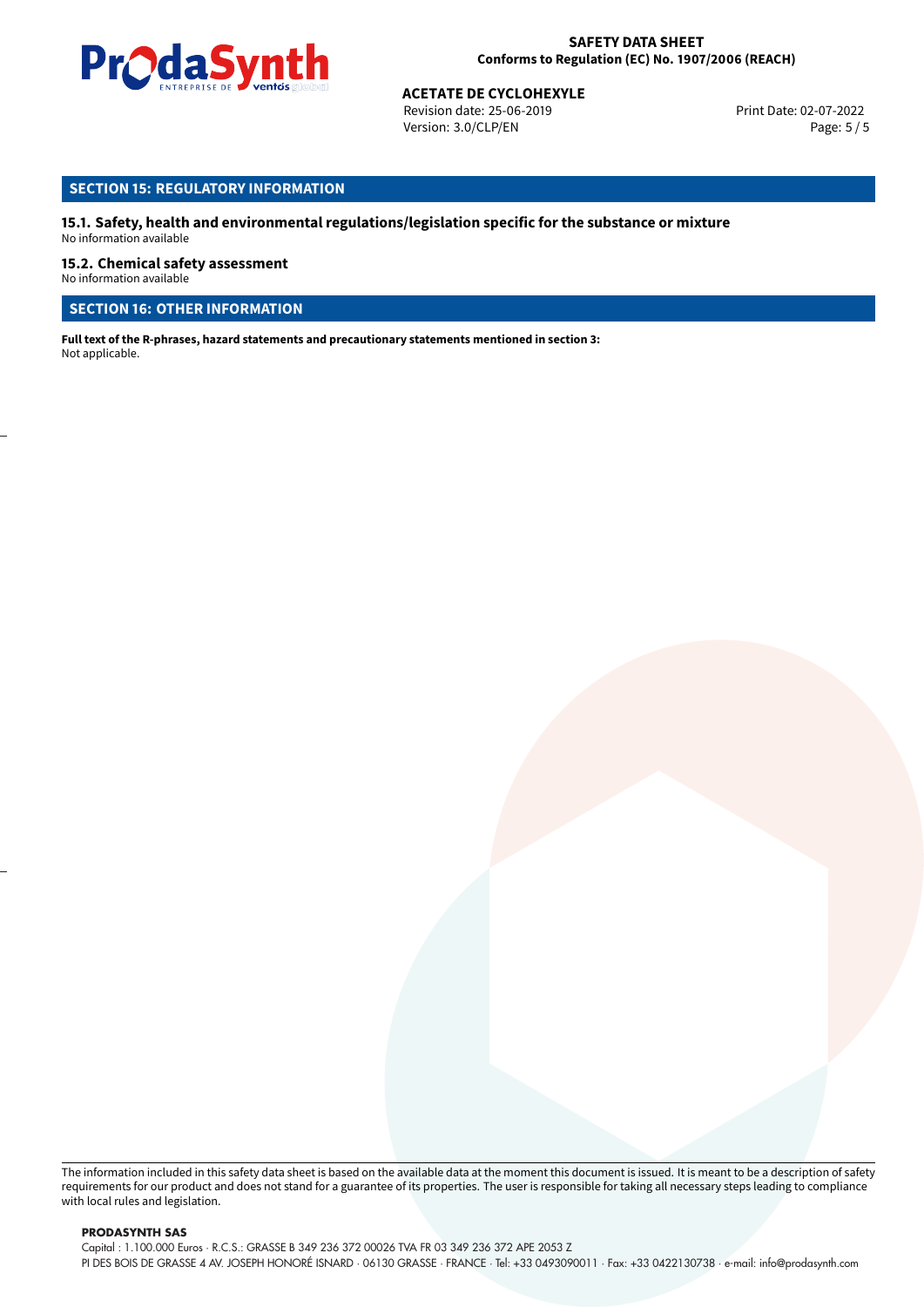## SECTION 15: REGULATORY INFORMATION

### 15.1. Safety, health and environmental regulations/legislation specific for the substance or mixture

No information available

### 15.2. Chemical safety assessment

No information available

## SECTION 16: OTHER INFORMATION

**Full text of the R-phrases, hazard statements and precautionary statements mentioned in section 3:**
Not applicable.

The information included in this safety data sheet is based on the available data at the moment this document is issued. It is meant to be a description of safety requirements for our product and does not stand for a guarantee of its properties. The user is responsible for taking all necessary steps leading to compliance with local rules and legislation.

**PRODASYNTH SAS**
Capital : 1.100.000 Euros · R.C.S.: GRASSE B 349 236 372 00026 TVA FR 03 349 236 372 APE 2053 Z
PI DES BOIS DE GRASSE 4 AV. JOSEPH HONORÉ ISNARD · 06130 GRASSE · FRANCE · Tel: +33 0493090011 · Fax: +33 0422130738 · e-mail: info@prodasynth.com